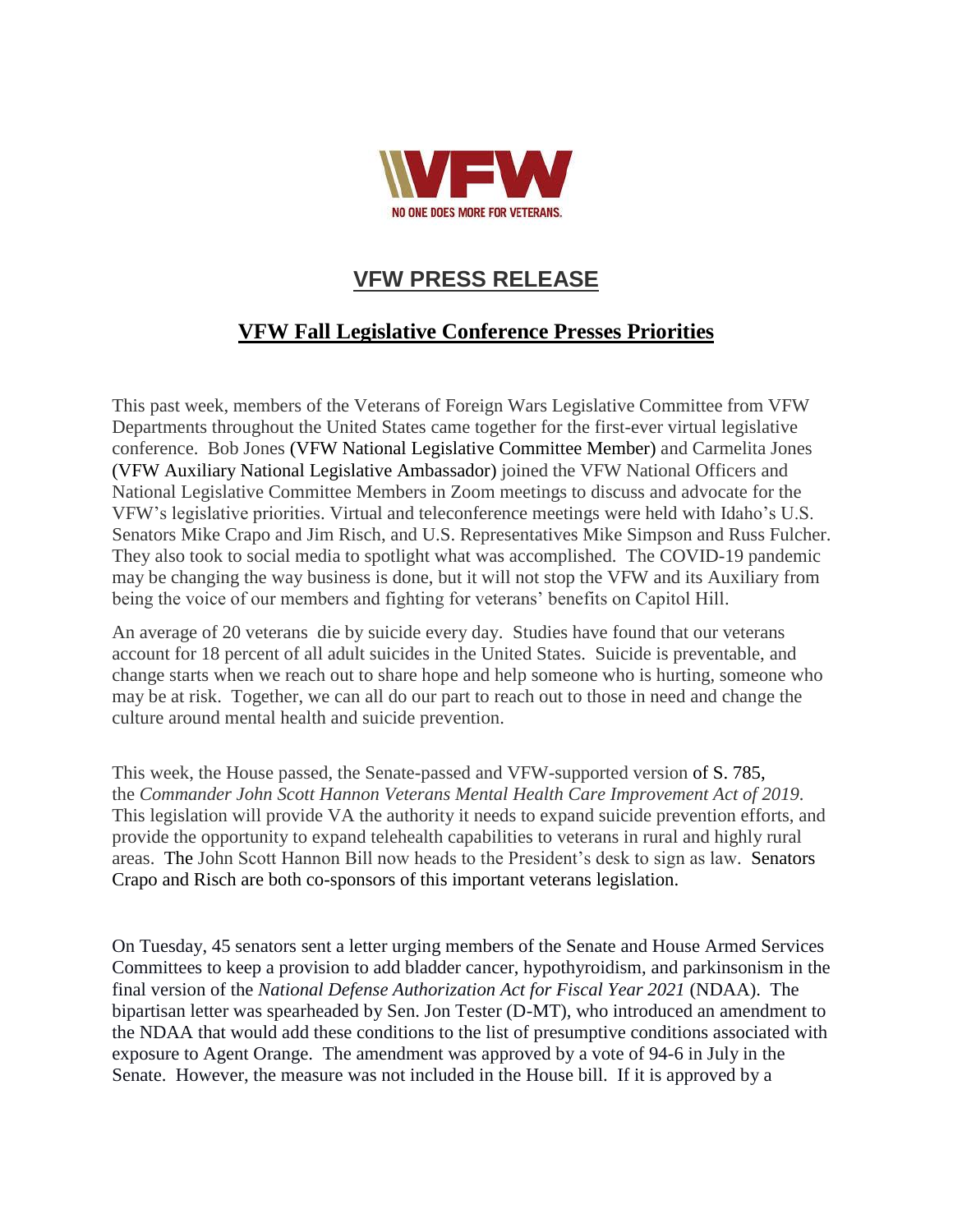**VFW**

NO ONE DOES MORE FOR VETERANS.

# VFW PRESS RELEASE

## VFW Fall Legislative Conference Presses Priorities

This past week, members of the Veterans of Foreign Wars Legislative Committee from VFW Departments throughout the United States came together for the first-ever virtual legislative conference. Bob Jones (VFW National Legislative Committee Member) and Carmelita Jones (VFW Auxiliary National Legislative Ambassador) joined the VFW National Officers and National Legislative Committee Members in Zoom meetings to discuss and advocate for the VFW's legislative priorities. Virtual and teleconference meetings were held with Idaho's U.S. Senators Mike Crapo and Jim Risch, and U.S. Representatives Mike Simpson and Russ Fulcher. They also took to social media to spotlight what was accomplished. The COVID-19 pandemic may be changing the way business is done, but it will not stop the VFW and its Auxiliary from being the voice of our members and fighting for veterans' benefits on Capitol Hill.

An average of 20 veterans die by suicide every day. Studies have found that our veterans account for 18 percent of all adult suicides in the United States. Suicide is preventable, and change starts when we reach out to share hope and help someone who is hurting, someone who may be at risk. Together, we can all do our part to reach out to those in need and change the culture around mental health and suicide prevention.

This week, the House passed, the Senate-passed and VFW-supported version of S. 785, the *Commander John Scott Hannon Veterans Mental Health Care Improvement Act of 2019.* This legislation will provide VA the authority it needs to expand suicide prevention efforts, and provide the opportunity to expand telehealth capabilities to veterans in rural and highly rural areas. The John Scott Hannon Bill now heads to the President's desk to sign as law. Senators Crapo and Risch are both co-sponsors of this important veterans legislation.

On Tuesday, 45 senators sent a letter urging members of the Senate and House Armed Services Committees to keep a provision to add bladder cancer, hypothyroidism, and parkinsonism in the final version of the *National Defense Authorization Act for Fiscal Year 2021* (NDAA). The bipartisan letter was spearheaded by Sen. Jon Tester (D-MT), who introduced an amendment to the NDAA that would add these conditions to the list of presumptive conditions associated with exposure to Agent Orange. The amendment was approved by a vote of 94-6 in July in the Senate. However, the measure was not included in the House bill. If it is approved by a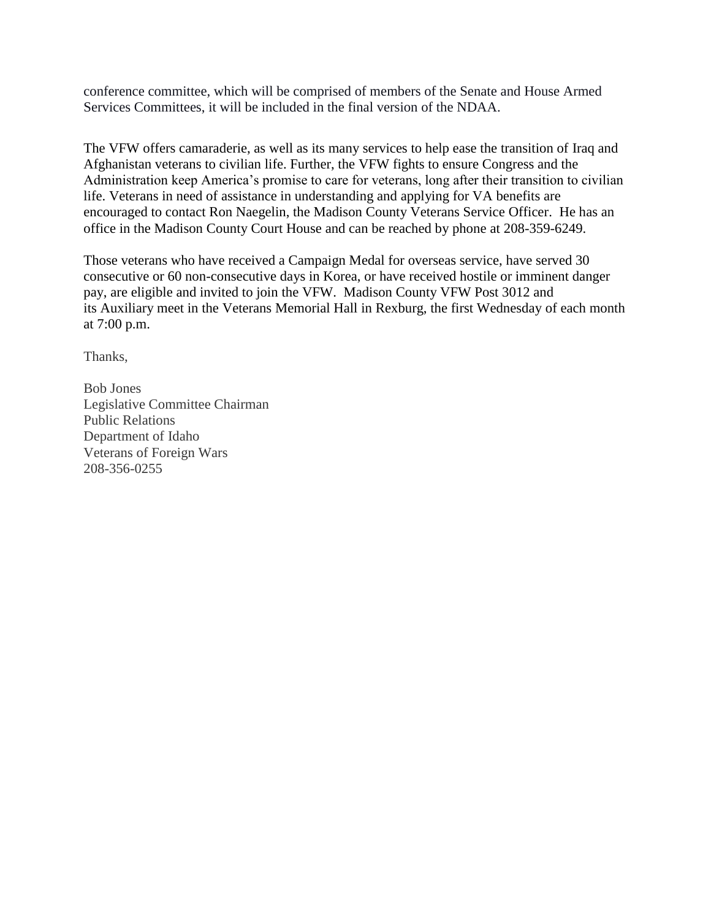conference committee, which will be comprised of members of the Senate and House Armed Services Committees, it will be included in the final version of the NDAA.

The VFW offers camaraderie, as well as its many services to help ease the transition of Iraq and Afghanistan veterans to civilian life. Further, the VFW fights to ensure Congress and the Administration keep America's promise to care for veterans, long after their transition to civilian life. Veterans in need of assistance in understanding and applying for VA benefits are encouraged to contact Ron Naegelin, the Madison County Veterans Service Officer. He has an office in the Madison County Court House and can be reached by phone at 208-359-6249.

Those veterans who have received a Campaign Medal for overseas service, have served 30 consecutive or 60 non-consecutive days in Korea, or have received hostile or imminent danger pay, are eligible and invited to join the VFW. Madison County VFW Post 3012 and its Auxiliary meet in the Veterans Memorial Hall in Rexburg, the first Wednesday of each month at 7:00 p.m.

Thanks,

Bob Jones
Legislative Committee Chairman
Public Relations
Department of Idaho
Veterans of Foreign Wars
208-356-0255